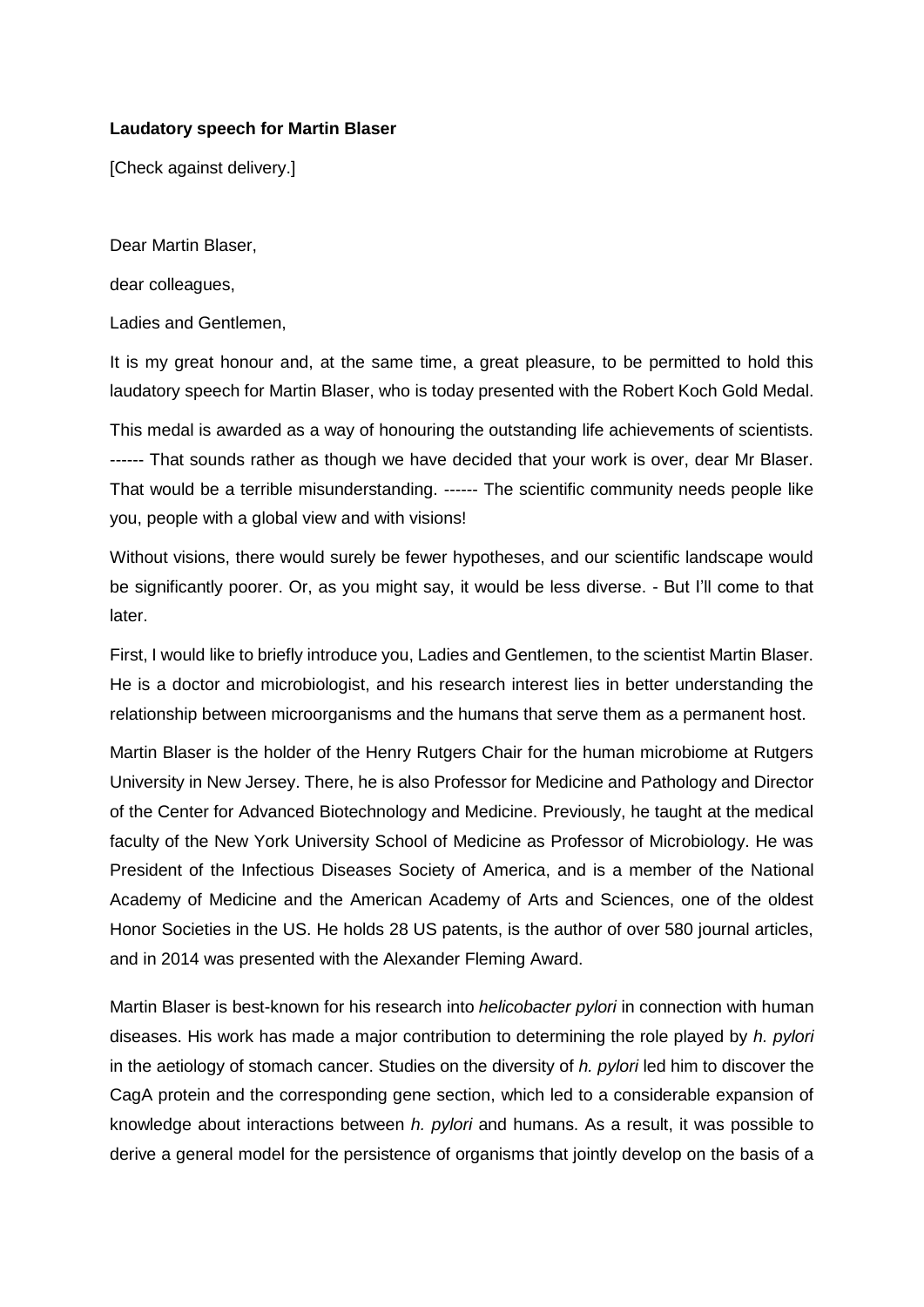**Laudatory speech for Martin Blaser**

[Check against delivery.]

Dear Martin Blaser,

dear colleagues,

Ladies and Gentlemen,

It is my great honour and, at the same time, a great pleasure, to be permitted to hold this laudatory speech for Martin Blaser, who is today presented with the Robert Koch Gold Medal.

This medal is awarded as a way of honouring the outstanding life achievements of scientists. ------ That sounds rather as though we have decided that your work is over, dear Mr Blaser. That would be a terrible misunderstanding. ------ The scientific community needs people like you, people with a global view and with visions!

Without visions, there would surely be fewer hypotheses, and our scientific landscape would be significantly poorer. Or, as you might say, it would be less diverse. - But I'll come to that later.

First, I would like to briefly introduce you, Ladies and Gentlemen, to the scientist Martin Blaser. He is a doctor and microbiologist, and his research interest lies in better understanding the relationship between microorganisms and the humans that serve them as a permanent host.

Martin Blaser is the holder of the Henry Rutgers Chair for the human microbiome at Rutgers University in New Jersey. There, he is also Professor for Medicine and Pathology and Director of the Center for Advanced Biotechnology and Medicine. Previously, he taught at the medical faculty of the New York University School of Medicine as Professor of Microbiology. He was President of the Infectious Diseases Society of America, and is a member of the National Academy of Medicine and the American Academy of Arts and Sciences, one of the oldest Honor Societies in the US. He holds 28 US patents, is the author of over 580 journal articles, and in 2014 was presented with the Alexander Fleming Award.

Martin Blaser is best-known for his research into *helicobacter pylori* in connection with human diseases. His work has made a major contribution to determining the role played by *h. pylori* in the aetiology of stomach cancer. Studies on the diversity of *h. pylori* led him to discover the CagA protein and the corresponding gene section, which led to a considerable expansion of knowledge about interactions between *h. pylori* and humans. As a result, it was possible to derive a general model for the persistence of organisms that jointly develop on the basis of a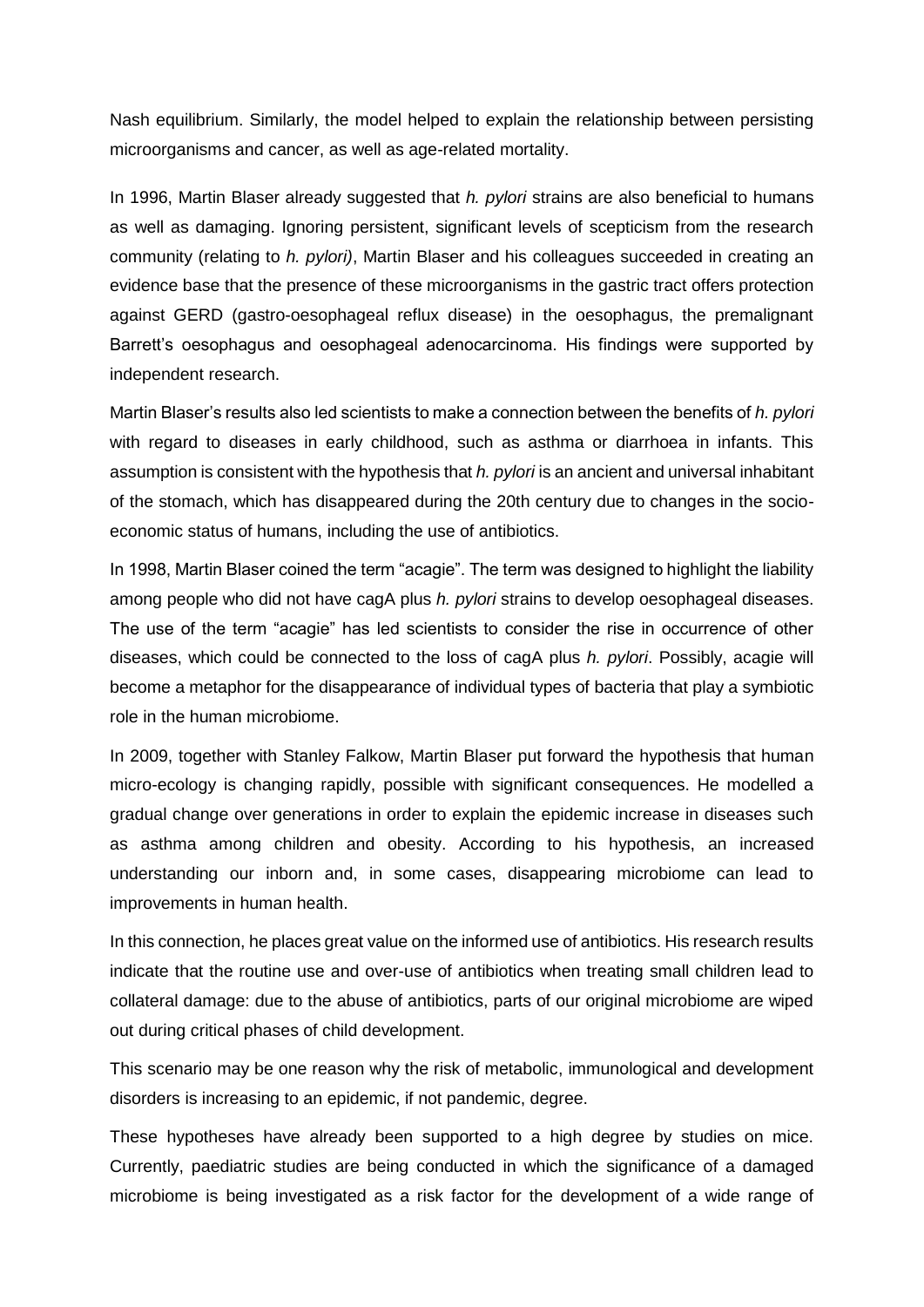Nash equilibrium. Similarly, the model helped to explain the relationship between persisting microorganisms and cancer, as well as age-related mortality.

In 1996, Martin Blaser already suggested that *h. pylori* strains are also beneficial to humans as well as damaging. Ignoring persistent, significant levels of scepticism from the research community (relating to *h. pylori)*, Martin Blaser and his colleagues succeeded in creating an evidence base that the presence of these microorganisms in the gastric tract offers protection against GERD (gastro-oesophageal reflux disease) in the oesophagus, the premalignant Barrett's oesophagus and oesophageal adenocarcinoma. His findings were supported by independent research.

Martin Blaser's results also led scientists to make a connection between the benefits of *h. pylori* with regard to diseases in early childhood, such as asthma or diarrhoea in infants. This assumption is consistent with the hypothesis that *h. pylori* is an ancient and universal inhabitant of the stomach, which has disappeared during the 20th century due to changes in the socio-economic status of humans, including the use of antibiotics.

In 1998, Martin Blaser coined the term "acagie". The term was designed to highlight the liability among people who did not have cagA plus *h. pylori* strains to develop oesophageal diseases. The use of the term "acagie" has led scientists to consider the rise in occurrence of other diseases, which could be connected to the loss of cagA plus *h. pylori*. Possibly, acagie will become a metaphor for the disappearance of individual types of bacteria that play a symbiotic role in the human microbiome.

In 2009, together with Stanley Falkow, Martin Blaser put forward the hypothesis that human micro-ecology is changing rapidly, possible with significant consequences. He modelled a gradual change over generations in order to explain the epidemic increase in diseases such as asthma among children and obesity. According to his hypothesis, an increased understanding our inborn and, in some cases, disappearing microbiome can lead to improvements in human health.

In this connection, he places great value on the informed use of antibiotics. His research results indicate that the routine use and over-use of antibiotics when treating small children lead to collateral damage: due to the abuse of antibiotics, parts of our original microbiome are wiped out during critical phases of child development.

This scenario may be one reason why the risk of metabolic, immunological and development disorders is increasing to an epidemic, if not pandemic, degree.

These hypotheses have already been supported to a high degree by studies on mice. Currently, paediatric studies are being conducted in which the significance of a damaged microbiome is being investigated as a risk factor for the development of a wide range of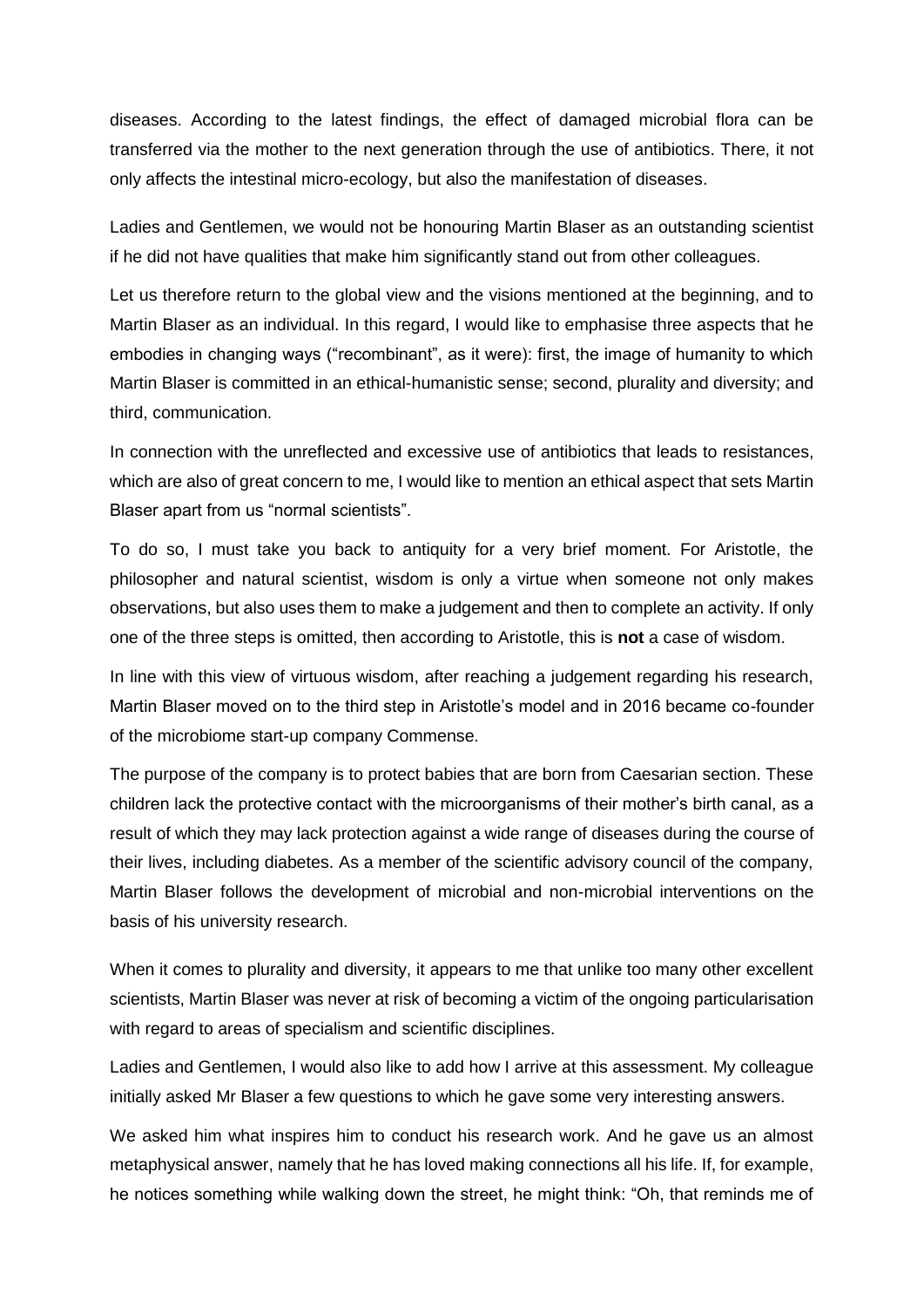diseases. According to the latest findings, the effect of damaged microbial flora can be transferred via the mother to the next generation through the use of antibiotics. There, it not only affects the intestinal micro-ecology, but also the manifestation of diseases.

Ladies and Gentlemen, we would not be honouring Martin Blaser as an outstanding scientist if he did not have qualities that make him significantly stand out from other colleagues.

Let us therefore return to the global view and the visions mentioned at the beginning, and to Martin Blaser as an individual. In this regard, I would like to emphasise three aspects that he embodies in changing ways ("recombinant", as it were): first, the image of humanity to which Martin Blaser is committed in an ethical-humanistic sense; second, plurality and diversity; and third, communication.

In connection with the unreflected and excessive use of antibiotics that leads to resistances, which are also of great concern to me, I would like to mention an ethical aspect that sets Martin Blaser apart from us "normal scientists".

To do so, I must take you back to antiquity for a very brief moment. For Aristotle, the philosopher and natural scientist, wisdom is only a virtue when someone not only makes observations, but also uses them to make a judgement and then to complete an activity. If only one of the three steps is omitted, then according to Aristotle, this is **not** a case of wisdom.

In line with this view of virtuous wisdom, after reaching a judgement regarding his research, Martin Blaser moved on to the third step in Aristotle's model and in 2016 became co-founder of the microbiome start-up company Commense.

The purpose of the company is to protect babies that are born from Caesarian section. These children lack the protective contact with the microorganisms of their mother's birth canal, as a result of which they may lack protection against a wide range of diseases during the course of their lives, including diabetes. As a member of the scientific advisory council of the company, Martin Blaser follows the development of microbial and non-microbial interventions on the basis of his university research.

When it comes to plurality and diversity, it appears to me that unlike too many other excellent scientists, Martin Blaser was never at risk of becoming a victim of the ongoing particularisation with regard to areas of specialism and scientific disciplines.

Ladies and Gentlemen, I would also like to add how I arrive at this assessment. My colleague initially asked Mr Blaser a few questions to which he gave some very interesting answers.

We asked him what inspires him to conduct his research work. And he gave us an almost metaphysical answer, namely that he has loved making connections all his life. If, for example, he notices something while walking down the street, he might think: "Oh, that reminds me of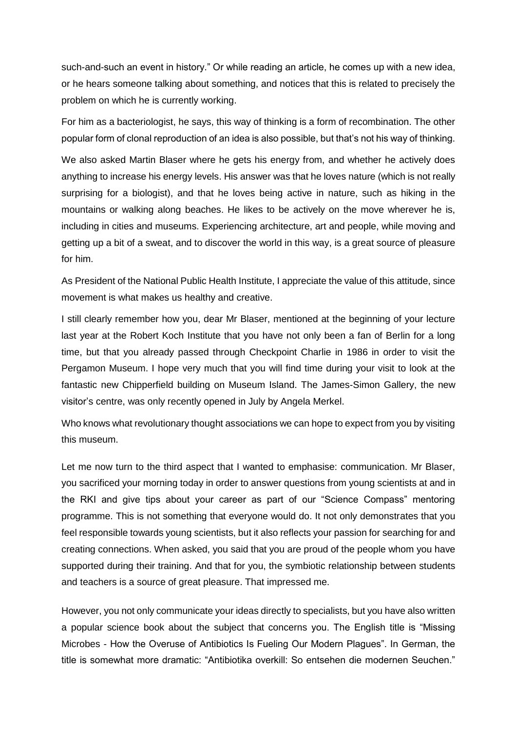such-and-such an event in history." Or while reading an article, he comes up with a new idea, or he hears someone talking about something, and notices that this is related to precisely the problem on which he is currently working.

For him as a bacteriologist, he says, this way of thinking is a form of recombination. The other popular form of clonal reproduction of an idea is also possible, but that's not his way of thinking.

We also asked Martin Blaser where he gets his energy from, and whether he actively does anything to increase his energy levels. His answer was that he loves nature (which is not really surprising for a biologist), and that he loves being active in nature, such as hiking in the mountains or walking along beaches. He likes to be actively on the move wherever he is, including in cities and museums. Experiencing architecture, art and people, while moving and getting up a bit of a sweat, and to discover the world in this way, is a great source of pleasure for him.

As President of the National Public Health Institute, I appreciate the value of this attitude, since movement is what makes us healthy and creative.

I still clearly remember how you, dear Mr Blaser, mentioned at the beginning of your lecture last year at the Robert Koch Institute that you have not only been a fan of Berlin for a long time, but that you already passed through Checkpoint Charlie in 1986 in order to visit the Pergamon Museum. I hope very much that you will find time during your visit to look at the fantastic new Chipperfield building on Museum Island. The James-Simon Gallery, the new visitor's centre, was only recently opened in July by Angela Merkel.

Who knows what revolutionary thought associations we can hope to expect from you by visiting this museum.

Let me now turn to the third aspect that I wanted to emphasise: communication. Mr Blaser, you sacrificed your morning today in order to answer questions from young scientists at and in the RKI and give tips about your career as part of our "Science Compass" mentoring programme. This is not something that everyone would do. It not only demonstrates that you feel responsible towards young scientists, but it also reflects your passion for searching for and creating connections. When asked, you said that you are proud of the people whom you have supported during their training. And that for you, the symbiotic relationship between students and teachers is a source of great pleasure. That impressed me.

However, you not only communicate your ideas directly to specialists, but you have also written a popular science book about the subject that concerns you. The English title is "Missing Microbes - How the Overuse of Antibiotics Is Fueling Our Modern Plagues". In German, the title is somewhat more dramatic: "Antibiotika overkill: So entsehen die modernen Seuchen."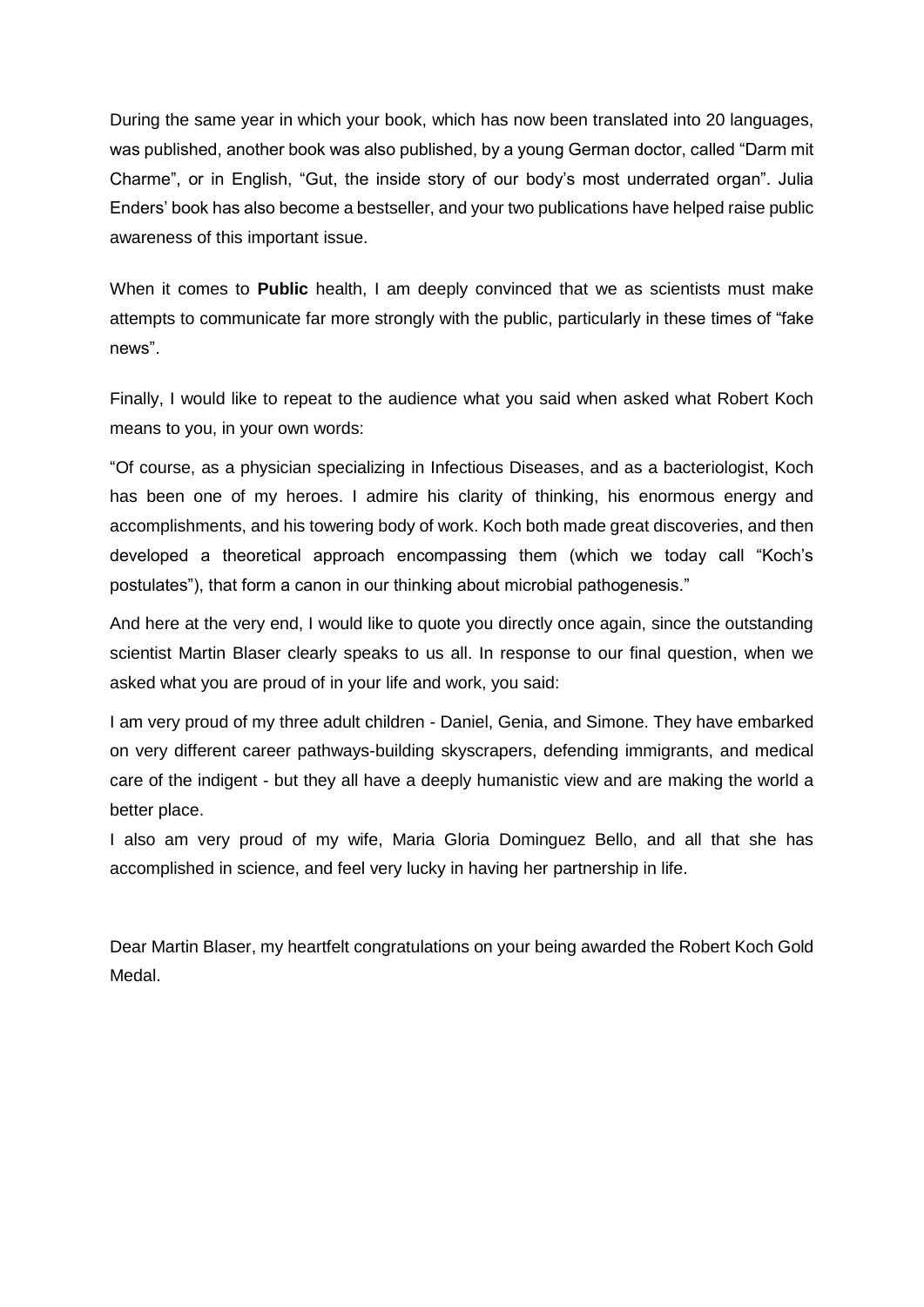During the same year in which your book, which has now been translated into 20 languages, was published, another book was also published, by a young German doctor, called "Darm mit Charme", or in English, "Gut, the inside story of our body's most underrated organ". Julia Enders' book has also become a bestseller, and your two publications have helped raise public awareness of this important issue.

When it comes to **Public** health, I am deeply convinced that we as scientists must make attempts to communicate far more strongly with the public, particularly in these times of "fake news".

Finally, I would like to repeat to the audience what you said when asked what Robert Koch means to you, in your own words:

"Of course, as a physician specializing in Infectious Diseases, and as a bacteriologist, Koch has been one of my heroes. I admire his clarity of thinking, his enormous energy and accomplishments, and his towering body of work. Koch both made great discoveries, and then developed a theoretical approach encompassing them (which we today call "Koch's postulates"), that form a canon in our thinking about microbial pathogenesis."

And here at the very end, I would like to quote you directly once again, since the outstanding scientist Martin Blaser clearly speaks to us all. In response to our final question, when we asked what you are proud of in your life and work, you said:

I am very proud of my three adult children - Daniel, Genia, and Simone. They have embarked on very different career pathways-building skyscrapers, defending immigrants, and medical care of the indigent - but they all have a deeply humanistic view and are making the world a better place.

I also am very proud of my wife, Maria Gloria Dominguez Bello, and all that she has accomplished in science, and feel very lucky in having her partnership in life.

Dear Martin Blaser, my heartfelt congratulations on your being awarded the Robert Koch Gold Medal.